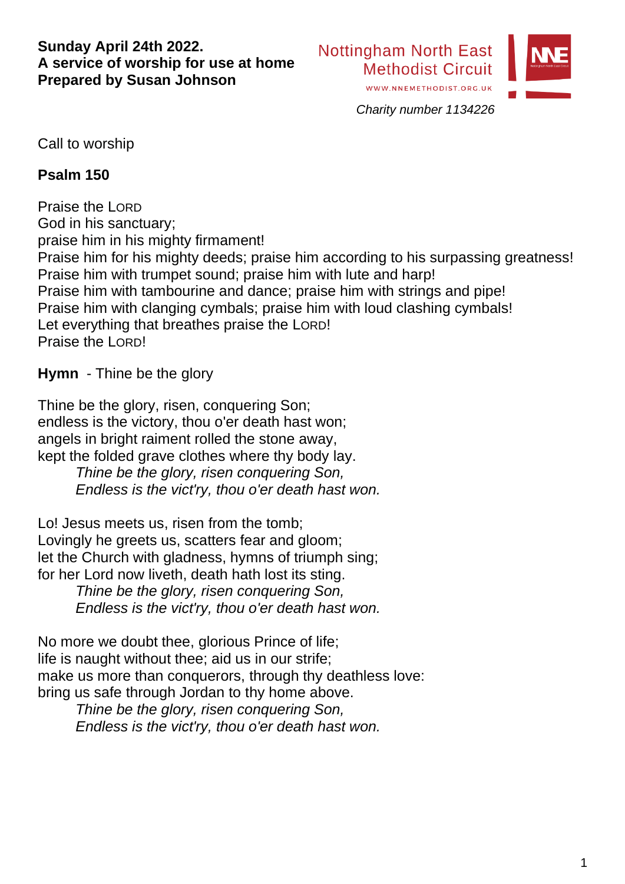**Sunday April 24th 2022.**
**A service of worship for use at home**
**Prepared by Susan Johnson**

Nottingham North East
Methodist Circuit
WWW.NNEMETHODIST.ORG.UK

*Charity number 1134226*

Call to worship

**Psalm 150**

Praise the LORD
God in his sanctuary;
praise him in his mighty firmament!
Praise him for his mighty deeds; praise him according to his surpassing greatness!
Praise him with trumpet sound; praise him with lute and harp!
Praise him with tambourine and dance; praise him with strings and pipe!
Praise him with clanging cymbals; praise him with loud clashing cymbals!
Let everything that breathes praise the LORD!
Praise the LORD!

**Hymn** - Thine be the glory

Thine be the glory, risen, conquering Son;
endless is the victory, thou o'er death hast won;
angels in bright raiment rolled the stone away,
kept the folded grave clothes where thy body lay.
*Thine be the glory, risen conquering Son,*
*Endless is the vict'ry, thou o'er death hast won.*

Lo! Jesus meets us, risen from the tomb;
Lovingly he greets us, scatters fear and gloom;
let the Church with gladness, hymns of triumph sing;
for her Lord now liveth, death hath lost its sting.
*Thine be the glory, risen conquering Son,*
*Endless is the vict'ry, thou o'er death hast won.*

No more we doubt thee, glorious Prince of life;
life is naught without thee; aid us in our strife;
make us more than conquerors, through thy deathless love:
bring us safe through Jordan to thy home above.
*Thine be the glory, risen conquering Son,*
*Endless is the vict'ry, thou o'er death hast won.*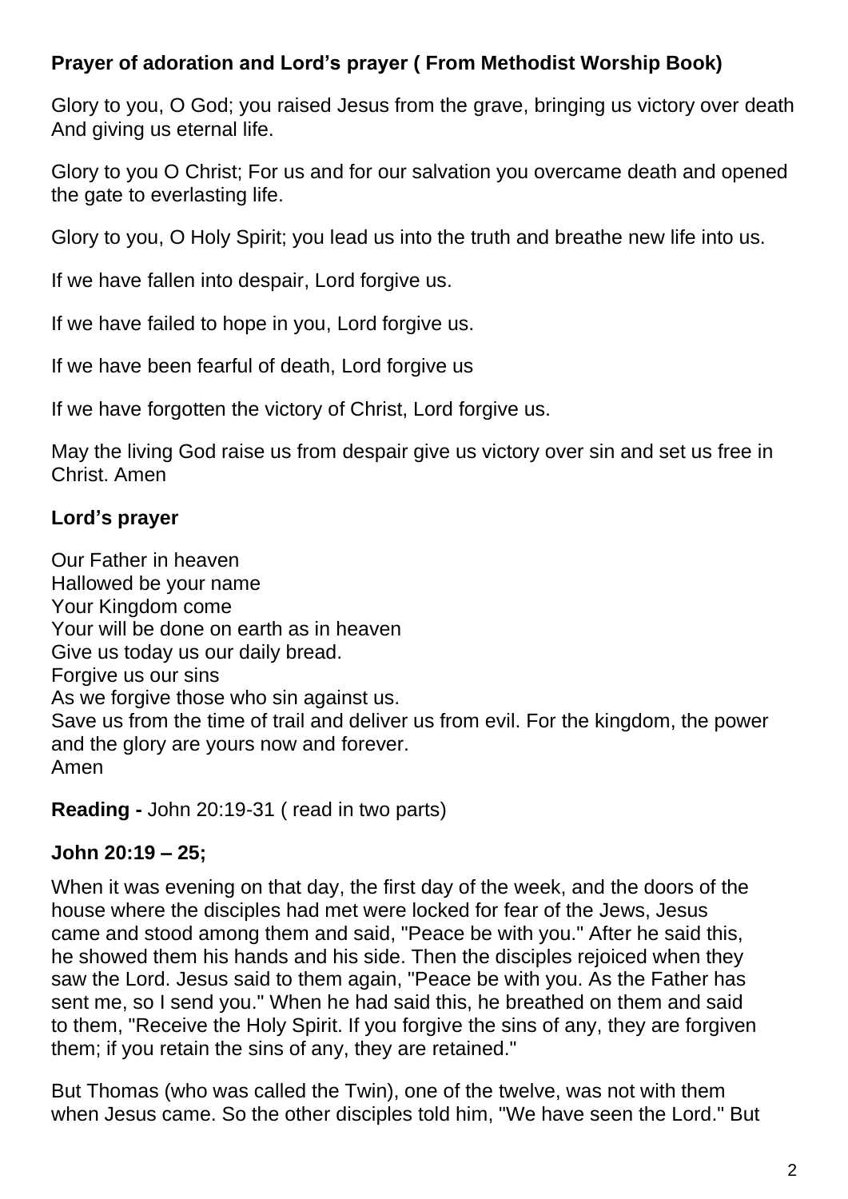**Prayer of adoration and Lord’s prayer ( From Methodist Worship Book)**

Glory to you, O God; you raised Jesus from the grave, bringing us victory over death And giving us eternal life.

Glory to you O Christ; For us and for our salvation you overcame death and opened the gate to everlasting life.

Glory to you, O Holy Spirit; you lead us into the truth and breathe new life into us.

If we have fallen into despair, Lord forgive us.

If we have failed to hope in you, Lord forgive us.

If we have been fearful of death, Lord forgive us

If we have forgotten the victory of Christ, Lord forgive us.

May the living God raise us from despair give us victory over sin and set us free in Christ. Amen

**Lord’s prayer**

Our Father in heaven  
Hallowed be your name  
Your Kingdom come  
Your will be done on earth as in heaven  
Give us today us our daily bread.  
Forgive us our sins  
As we forgive those who sin against us.  
Save us from the time of trail and deliver us from evil. For the kingdom, the power and the glory are yours now and forever.  
Amen

**Reading -** John 20:19-31 ( read in two parts)

**John 20:19 – 25;**

When it was evening on that day, the first day of the week, and the doors of the house where the disciples had met were locked for fear of the Jews, Jesus came and stood among them and said, "Peace be with you." After he said this, he showed them his hands and his side. Then the disciples rejoiced when they saw the Lord. Jesus said to them again, "Peace be with you. As the Father has sent me, so I send you." When he had said this, he breathed on them and said to them, "Receive the Holy Spirit. If you forgive the sins of any, they are forgiven them; if you retain the sins of any, they are retained."

But Thomas (who was called the Twin), one of the twelve, was not with them when Jesus came. So the other disciples told him, "We have seen the Lord." But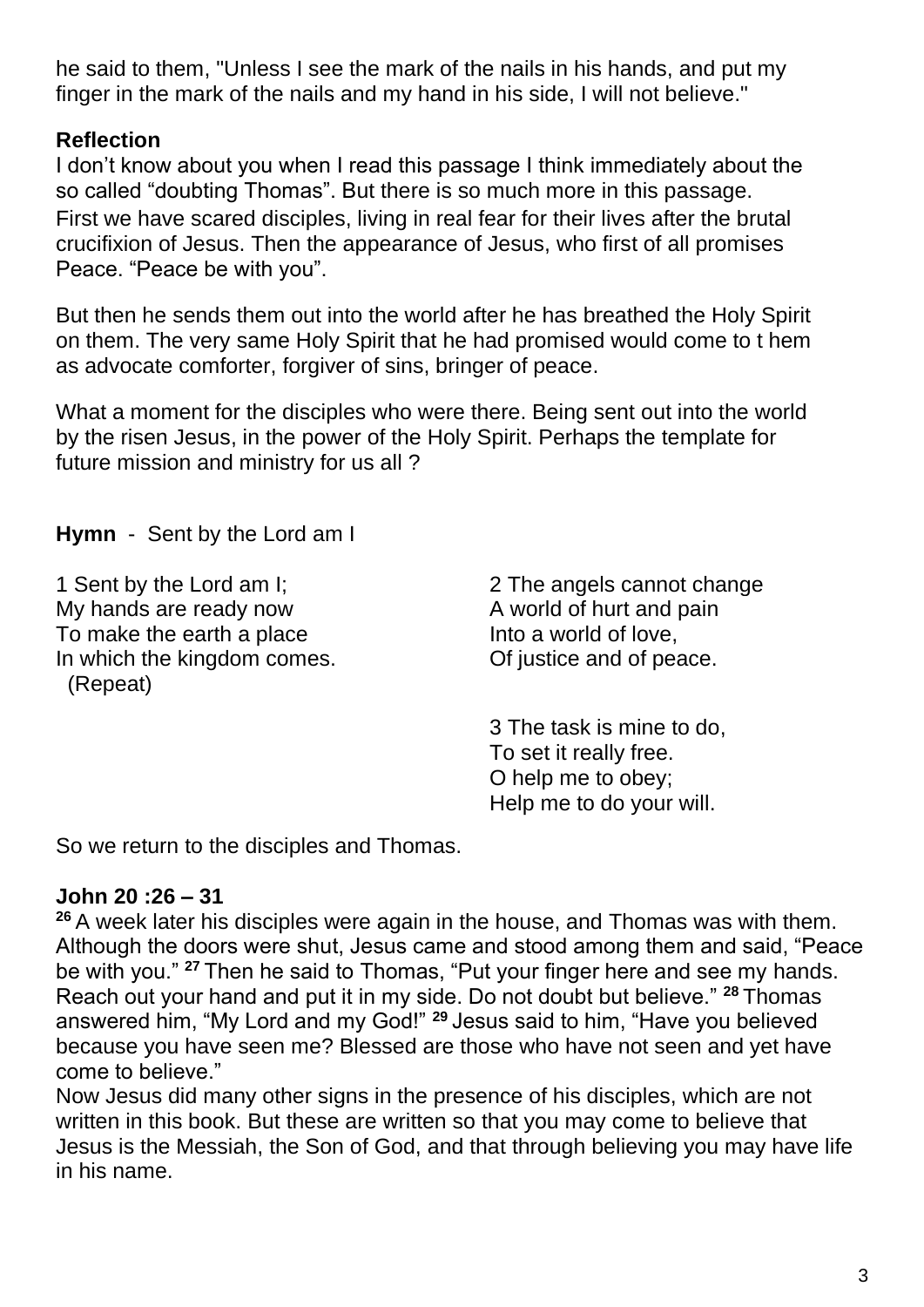he said to them, "Unless I see the mark of the nails in his hands, and put my finger in the mark of the nails and my hand in his side, I will not believe."

**Reflection**

I don't know about you when I read this passage I think immediately about the so called "doubting Thomas". But there is so much more in this passage. First we have scared disciples, living in real fear for their lives after the brutal crucifixion of Jesus. Then the appearance of Jesus, who first of all promises Peace. "Peace be with you".

But then he sends them out into the world after he has breathed the Holy Spirit on them. The very same Holy Spirit that he had promised would come to t hem as advocate comforter, forgiver of sins, bringer of peace.

What a moment for the disciples who were there. Being sent out into the world by the risen Jesus, in the power of the Holy Spirit. Perhaps the template for future mission and ministry for us all ?

**Hymn** - Sent by the Lord am I

1 Sent by the Lord am I;
My hands are ready now
To make the earth a place
In which the kingdom comes.
(Repeat)

2 The angels cannot change
A world of hurt and pain
Into a world of love,
Of justice and of peace.

3 The task is mine to do,
To set it really free.
O help me to obey;
Help me to do your will.

So we return to the disciples and Thomas.

**John 20 :26 – 31**

[26] A week later his disciples were again in the house, and Thomas was with them. Although the doors were shut, Jesus came and stood among them and said, "Peace be with you." [27] Then he said to Thomas, "Put your finger here and see my hands. Reach out your hand and put it in my side. Do not doubt but believe." [28] Thomas answered him, "My Lord and my God!" [29] Jesus said to him, "Have you believed because you have seen me? Blessed are those who have not seen and yet have come to believe."

Now Jesus did many other signs in the presence of his disciples, which are not written in this book. But these are written so that you may come to believe that Jesus is the Messiah, the Son of God, and that through believing you may have life in his name.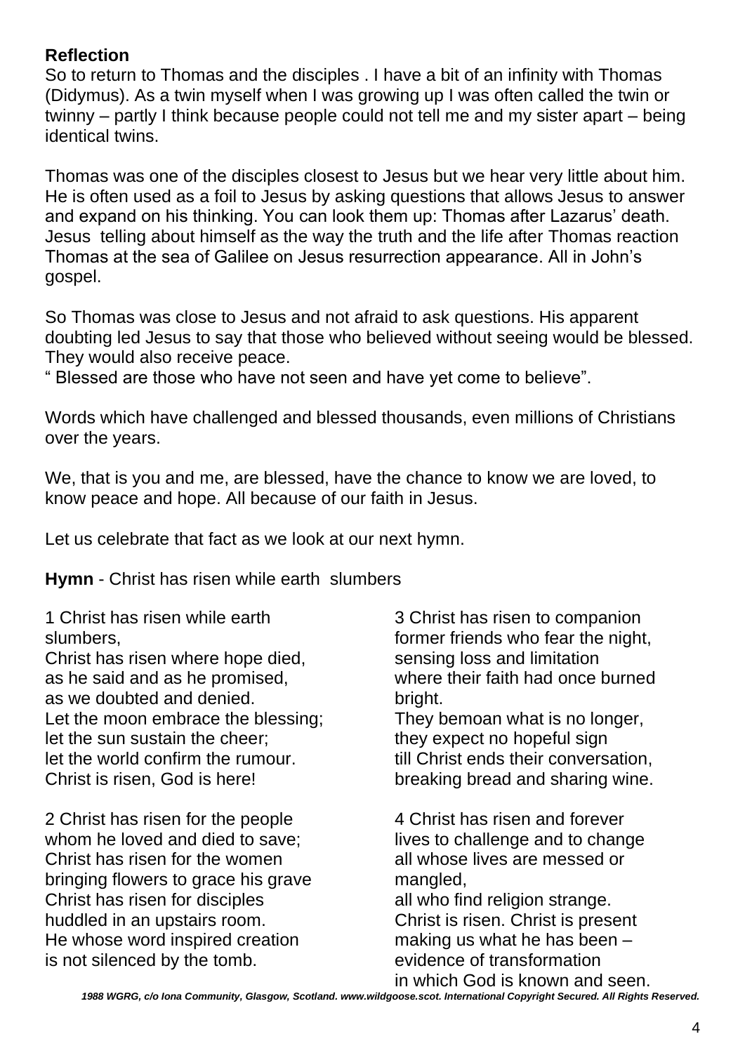**Reflection**

So to return to Thomas and the disciples . I have a bit of an infinity with Thomas (Didymus). As a twin myself when I was growing up I was often called the twin or twinny – partly I think because people could not tell me and my sister apart – being identical twins.

Thomas was one of the disciples closest to Jesus but we hear very little about him. He is often used as a foil to Jesus by asking questions that allows Jesus to answer and expand on his thinking. You can look them up: Thomas after Lazarus' death. Jesus telling about himself as the way the truth and the life after Thomas reaction Thomas at the sea of Galilee on Jesus resurrection appearance. All in John's gospel.

So Thomas was close to Jesus and not afraid to ask questions. His apparent doubting led Jesus to say that those who believed without seeing would be blessed. They would also receive peace.
" Blessed are those who have not seen and have yet come to believe".

Words which have challenged and blessed thousands, even millions of Christians over the years.

We, that is you and me, are blessed, have the chance to know we are loved, to know peace and hope. All because of our faith in Jesus.

Let us celebrate that fact as we look at our next hymn.

**Hymn** - Christ has risen while earth slumbers

1 Christ has risen while earth slumbers,
Christ has risen where hope died,
as he said and as he promised,
as we doubted and denied.
Let the moon embrace the blessing;
let the sun sustain the cheer;
let the world confirm the rumour.
Christ is risen, God is here!

2 Christ has risen for the people
whom he loved and died to save;
Christ has risen for the women
bringing flowers to grace his grave
Christ has risen for disciples
huddled in an upstairs room.
He whose word inspired creation
is not silenced by the tomb.

3 Christ has risen to companion
former friends who fear the night,
sensing loss and limitation
where their faith had once burned bright.
They bemoan what is no longer,
they expect no hopeful sign
till Christ ends their conversation,
breaking bread and sharing wine.

4 Christ has risen and forever
lives to challenge and to change
all whose lives are messed or mangled,
all who find religion strange.
Christ is risen. Christ is present
making us what he has been –
evidence of transformation
in which God is known and seen.

***1988 WGRG, c/o Iona Community, Glasgow, Scotland. www.wildgoose.scot. International Copyright Secured. All Rights Reserved.***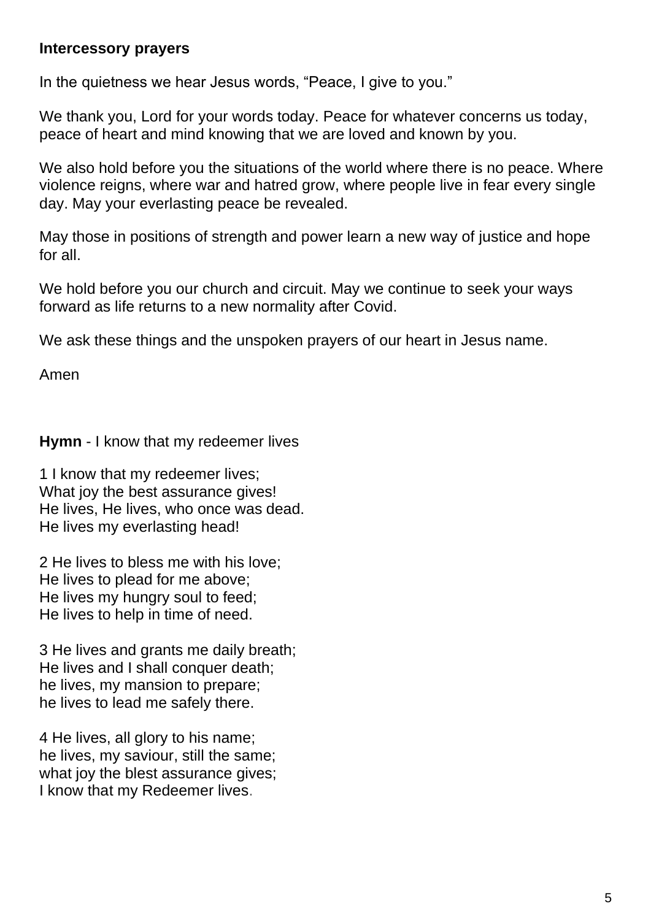**Intercessory prayers**

In the quietness we hear Jesus words, "Peace, I give to you."

We thank you, Lord for your words today. Peace for whatever concerns us today, peace of heart and mind knowing that we are loved and known by you.

We also hold before you the situations of the world where there is no peace. Where violence reigns, where war and hatred grow, where people live in fear every single day. May your everlasting peace be revealed.

May those in positions of strength and power learn a new way of justice and hope for all.

We hold before you our church and circuit. May we continue to seek your ways forward as life returns to a new normality after Covid.

We ask these things and the unspoken prayers of our heart in Jesus name.

Amen

**Hymn** - I know that my redeemer lives

1 I know that my redeemer lives;
What joy the best assurance gives!
He lives, He lives, who once was dead.
He lives my everlasting head!

2 He lives to bless me with his love;
He lives to plead for me above;
He lives my hungry soul to feed;
He lives to help in time of need.

3 He lives and grants me daily breath;
He lives and I shall conquer death;
he lives, my mansion to prepare;
he lives to lead me safely there.

4 He lives, all glory to his name;
he lives, my saviour, still the same;
what joy the blest assurance gives;
I know that my Redeemer lives.